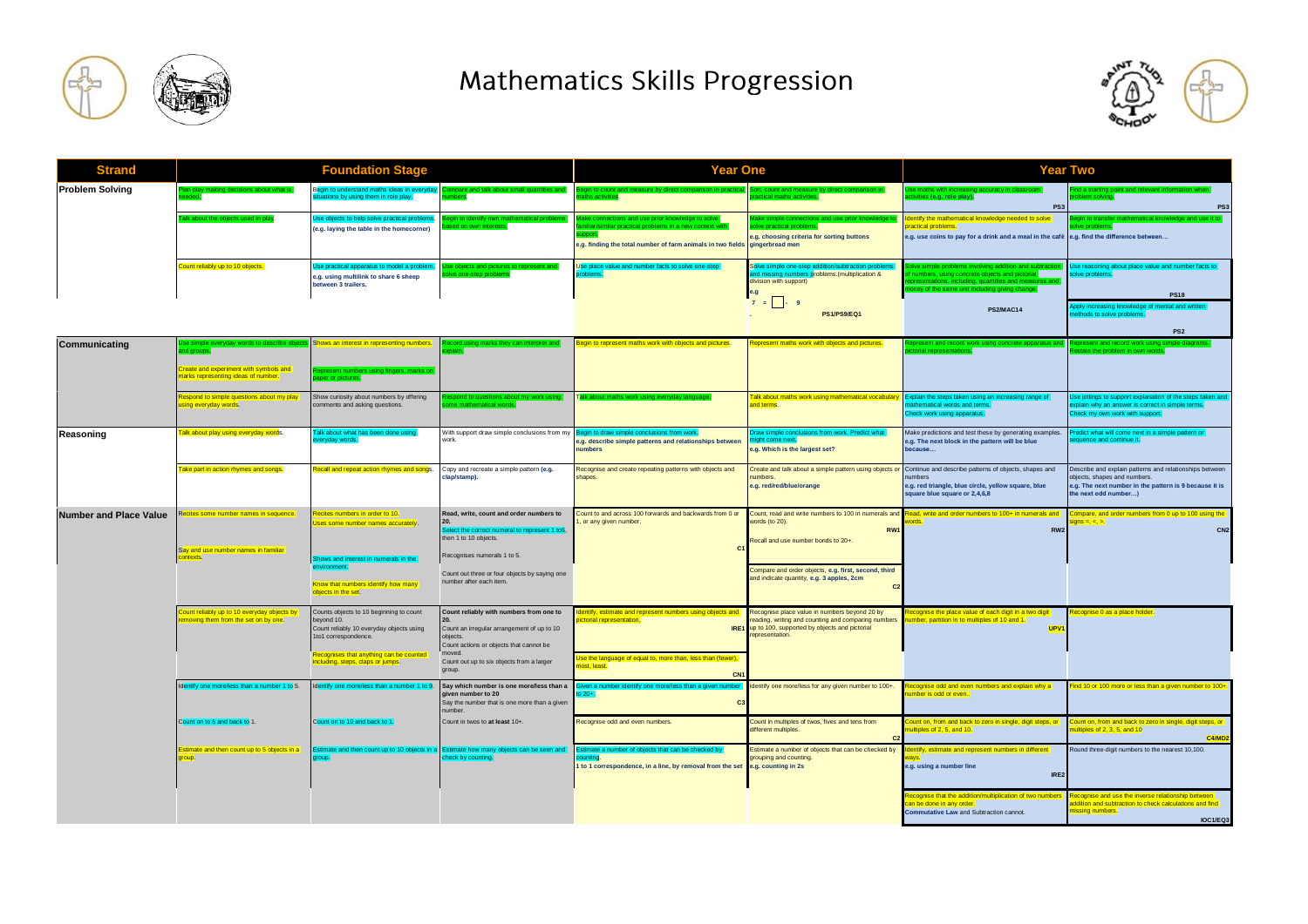# Mathematics Skills Progression

| Strand | Foundation Stage | | | Year One | | Year Two | |
|---|---|---|---|---|---|---|---|
| **Problem Solving** | Plan play making decisions about what is needed. | Begin to understand maths ideas in everyday situations by using them in role play. | Compare and talk about small quantities and numbers. | Begin to count and measure by direct comparison in practical maths activities. | Sort, count and measure by direct comparison in practical maths activities. | Use maths with increasing accuracy in classroom activities (e.g. role play). **PS3** | Find a starting point and relevant information when problem solving. **PS3** |
| | Talk about the objects used in play. | Use objects to help solve practical problems. **(e.g. laying the table in the homecorner)** | Begin to identify own mathematical problems based on own interests. | Make connections and use prior knowledge to solve familiar/similar practical problems in a new context with support. **e.g. finding the total number of farm animals in two fields** | Make simple connections and use prior knowledge to solve practical problems. **e.g. choosing criteria for sorting buttons gingerbread men** | Identify the mathematical knowledge needed to solve practical problems. **e.g. use coins to pay for a drink and a meal in the café** | Begin to transfer mathematical knowledge and use it to solve problems. **e.g. find the difference between…** |
| | Count reliably up to 10 objects. | Use practical apparatus to model a problem. **e.g. using multilink to share 6 sheep between 3 trailers.** | Use objects and pictures to represent and solve one-step problems. | Use place value and number facts to solve one-step problems. | Solve simple one-step addition/subtraction problems and missing numbers problems.(multiplication & division with support) **e.g** 7 = ☐ - 9 **PS1/PS9/EQ1** | Solve simple problems involving addition and subtraction of numbers, using concrete objects and pictorial representations, including, quantities and measures and money of the same unit including giving change. **PS2/MAC14** | Use reasoning about place value and number facts to solve problems. **PS18** Apply increasing knowledge of mental and written methods to solve problems. **PS2** |
| **Communicating** | Use simple everyday words to describe objects and groups. Create and experiment with symbols and marks representing ideas of number. | Shows an interest in representing numbers. Represent numbers using fingers, marks on paper or pictures. | Record using marks they can interpret and explain. | Begin to represent maths work with objects and pictures. | Represent maths work with objects and pictures. | Represent and record work using concrete apparatus and pictorial representations. | Represent and record work using simple diagrams. Restate the problem in own words. |
| | Respond to simple questions about my play using everyday words. | Show curiosity about numbers by offering comments and asking questions. | Respond to questions about my work using some mathematical words. | Talk about maths work using everyday language. | Talk about maths work using mathematical vocabulary and terms. | Explain the steps taken using an increasing range of mathematical words and terms. Check work using apparatus. | Use jottings to support explanation of the steps taken and explain why an answer is correct in simple terms. Check my own work with support. |
| **Reasoning** | Talk about play using everyday words. | Talk about what has been done using everyday words. | With support draw simple conclusions from my work. | Begin to draw simple conclusions from work. **e.g. describe simple patterns and relationships between numbers** | Draw simple conclusions from work. Predict what might come next. **e.g. Which is the largest set?** | Make predictions and test these by generating examples. **e.g. The next block in the pattern will be blue because…** | Predict what will come next in a simple pattern or sequence and continue it. |
| | Take part in action rhymes and songs. | Recall and repeat action rhymes and songs. | Copy and recreate a simple pattern **(e.g. clap/stamp).** | Recognise and create repeating patterns with objects and shapes. | Create and talk about a simple pattern using objects or numbers. **e.g. red/red/blue/orange** | Continue and describe patterns of objects, shapes and numbers **e.g. red triangle, blue circle, yellow square, blue square blue square or 2,4,6,8** | Describe and explain patterns and relationships between objects, shapes and numbers. **e.g. The next number in the pattern is 9 because it is the next odd number…)** |
| **Number and Place Value** | Recites some number names in sequence. Say and use number names in familiar contexts. | Recites numbers in order to 10. Uses some number names accurately. Shows and interest in numerals in the environment. Know that numbers identify how many objects in the set. | **Read, write, count and order numbers to 20.** Select the correct numeral to represent 1 to5, then 1 to 10 objects. Recognises numerals 1 to 5. Count out three or four objects by saying one number after each item. | Count to and across 100 forwards and backwards from 0 or 1, or any given number. **C1** | Count, read and write numbers to 100 in numerals and words (to 20). **RW1** Recall and use number bonds to 20+. Compare and order objects, **e.g. first, second, third** and indicate quantity, **e.g. 3 apples, 2cm** **C2** | Read, write and order numbers to 100+ in numerals and words. **RW2** | Compare, and order numbers from 0 up to 100 using the signs =, <, >. **CN2** |
| | Count reliably up to 10 everyday objects by removing them from the set on by one. | Counts objects to 10 beginning to count beyond 10. Count reliably 10 everyday objects using 1to1 correspondence. Recognises that anything can be counted including, steps, claps or jumps. | **Count reliably with numbers from one to 20.** Count an irregular arrangement of up to 10 objects. Count actions or objects that cannot be moved. Count out up to six objects from a larger group. | Identify, estimate and represent numbers using objects and pictorial representation. **IRE1** Use the language of equal to, more than, less than (fewer), most, least. **CN1** | Recognise place value in numbers beyond 20 by reading, writing and counting and comparing numbers up to 100, supported by objects and pictorial representation. | Recognise the place value of each digit in a two digit number, partition in to multiples of 10 and 1. **UPV1** | Recognise 0 as a place holder. |
| | Identify one more/less than a number 1 to 5. | Identify one more/less than a number 1 to 9. | **Say which number is one more/less than a given number to 20** Say the number that is one more than a given number. | Given a number identify one more/less than a given number to 20+. **C3** | Identify one more/less for any given number to 100+. | Recognise odd and even numbers and explain why a number is odd or even.. | Find 10 or 100 more or less than a given number to 100+. |
| | Count on to 5 and back to 1. | Count on to 10 and back to 1. | Count in twos to **at least** 10+. | Recognise odd and even numbers. | Count in multiples of twos, fives and tens from different multiples. **C2** | Count on, from and back to zero in single, digit steps, or multiples of 2, 5, and 10. | Count on, from and back to zero in single, digit steps, or multiples of 2, 3, 5, and 10 **C4/MD2** |
| | Estimate and then count up to 5 objects in a group. | Estimate and then count up to 10 objects in a group. | Estimate how many objects can be seen and check by counting. | Estimate a number of objects that can be checked by counting. **1 to 1 correspondence, in a line, by removal from the set** | Estimate a number of objects that can be checked by grouping and counting. **e.g. counting in 2s** | Identify, estimate and represent numbers in different ways. **e.g. using a number line** **IRE2** | Round three-digit numbers to the nearest 10,100. |
| | | | | | | Recognise that the addition/multiplication of two numbers can be done in any order. **Commutative Law** and Subtraction cannot. | Recognise and use the inverse relationship between addition and subtraction to check calculations and find missing numbers. **IOC1/EQ3** |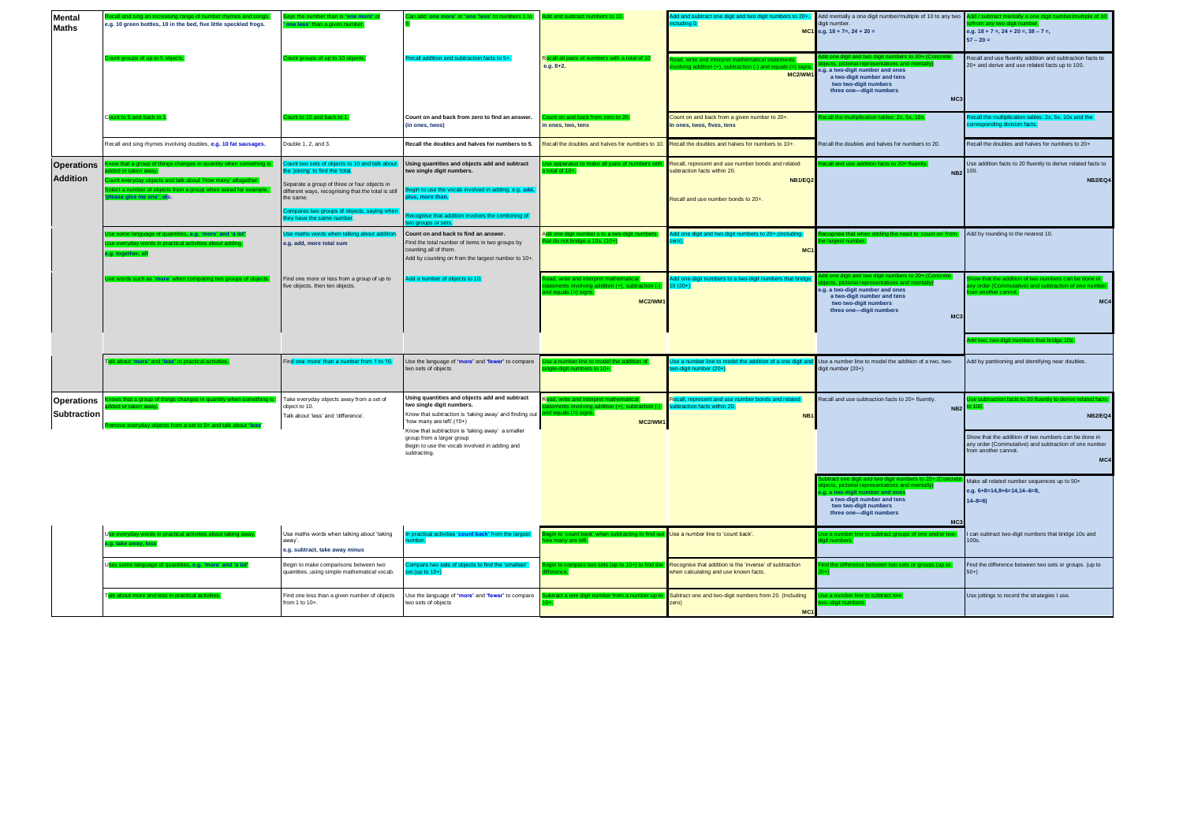| | | | | | | | |
|---|---|---|---|---|---|---|---|
| **Mental Maths** | Recall and sing an increasing range of number rhymes and songs. **e.g. 10 green bottles, 10 in the bed, five little speckled frogs.** | Says the number that is '**one more**' or '**one less**' than a given number. | Can add '**one more**' or '**one less**' to numbers 1 to 5. | Add and subtract numbers to 10. | Add and subtract one digit and two digit numbers to 20+, including 0. MC1 | Add mentally a one digit number/multiple of 10 to any two digit number. **e.g. 18 + 7=, 24 + 20 =** | Add / subtract mentally a one digit number/multiple of 10 to/from any two digit number. **e.g. 18 + 7 =, 24 + 20 =, 38 – 7 =, 57 – 20 =** |
| | Count groups of up to 5 objects. | Count groups of up to 10 objects. | Recall addition and subtraction facts to 5+. | Recall all pairs of numbers with a total of 10 **e.g. 8+2.** | Read, write and interpret mathematical statements involving addition (+), subtraction (-) and equals (=) signs. MC2/WM1 | Add one digit and two digit numbers to 20+.(Concrete objects, pictorial representations and mentally) **e.g. a two-digit number and ones a two-digit number and tens two two-digit numbers three one—digit numbers** MC3 | Recall and use fluently addition and subtraction facts to 20+ and derive and use related facts up to 100. |
| | Count to 5 and back to 1. | Count to 10 and back to 1. | **Count on and back from zero to find an answer. (in ones, twos)** | Count on and back from zero to 20. **in ones, two, tens** | Count on and back from a given number to 20+. **In ones, twos, fives, tens** | Recall the multiplication tables: 2x, 5x, 10x. | Recall the multiplication tables: 2x, 5x, 10x and the corresponding division facts. |
| | Recall and sing rhymes involving doubles, **e.g. 10 fat sausages.** | Double 1, 2, and 3. | **Recall the doubles and halves for numbers to 5**. | Recall the doubles and halves for numbers to 10. | Recall the doubles and halves for numbers to 10+. | Recall the doubles and halves for numbers to 20. | Recall the doubles and halves for numbers to 20+ |
| **Operations Addition** | Know that a group of things changes in quantity when something is added or taken away. Count everyday objects and talk about 'How many' altogether. Select a number of objects from a group when asked for example, '**please give me one**', **etc**. | Count two sets of objects to 10 and talk about the 'joining' to find the 'total. Separate a group of three or four objects in different ways, recognising that the total is still the same. Compares two groups of objects, saying when they have the same number. | **Using quantities and objects add and subtract two single digit numbers.** Begin to use the vocab involved in adding, e.g. **add, plus, more than.** Recognise that addition involves the combining of two groups or sets. | Use apparatus to make all pairs of numbers with a total of 10+. | Recall, represent and use number bonds and related subtraction facts within 20. NB1/EQ2 Recall and use number bonds to 20+. | Recall and use addition facts to 20+ fluently. NB2 | Use addition facts to 20 fluently to derive related facts to 100. NB2/EQ4 |
| | Use some language of quantities, e.g. '**more' and 'a lot'** Use everyday words in practical activities about adding, **e.g. together, all** | Use maths words when talking about addition. **e.g. add, more total sum** | **Count on and back to find an answer.** Find the total number of items in two groups by counting all of them. Add by counting on from the largest number to 10+. | Add one digit numbers to a two-digit numbers that do not bridge a 10s. (10+) | Add one digit and two digit numbers to 20+.(including zero). MC1 | Recognise that when adding the need to '**count on**' from the largest number. | Add by rounding to the nearest 10. |
| | Use words such as '**more'** when comparing two groups of objects. | Find one more or less from a group of up to five objects, then ten objects. | Add a number of objects to 10. | Read, write and interpret mathematical statements involving addition (+), subtraction (-) and equals (=) signs. MC2/WM1 | Add one-digit numbers to a two-digit numbers that bridge 10 (20+) | Add one digit and two digit numbers to 20+.(Concrete objects, pictorial representations and mentally) **e.g. a two-digit number and ones a two-digit number and tens two two-digit numbers three one—digit numbers** MC3 | Show that the addition of two numbers can be done in any order (Commutative) and subtraction of one number from another cannot. MC4 |
| | | | | | | | Add two, two-digit numbers that bridge 10s. |
| | Talk about '**more' and 'less'** in practical activities. | Find one 'more' than a number from 1 to 10. | Use the language of '**more'** and '**fewer**' to compare two sets of objects | Use a number line to model the addition of single-digit numbers to 10+ | Use a number line to model the addition of a one digit and two-digit number (20+) | Use a number line to model the addition of a two, two-digit number (20+). | Add by partitioning and identifying near doubles. |
| **Operations Subtraction** | Knows that a group of things changes in quantity when something is added or taken away. Remove everyday objects from a set to 5+ and talk about '**less**'. | Take everyday objects away from a set of object to 10. Talk about 'less' and 'difference'. | **Using quantities and objects add and subtract two single digit numbers.** Know that subtraction is 'taking away' and finding out 'how many are left'.(10+) Know that subtraction is 'taking away' a smaller group from a larger group Begin to use the vocab involved in adding and subtracting. | Read, write and interpret mathematical statements involving addition (+), subtraction (-) and equals (=) signs. MC2/WM1 | Recall, represent and use number bonds and related subtraction facts within 20. NB1 | Recall and use subtraction facts to 20+ fluently. NB2 | Use subtraction facts to 20 fluently to derive related facts to 100. NB2/EQ4 |
| | | | | | | | Show that the addition of two numbers can be done in any order (Commutative) and subtraction of one number from another cannot. MC4 |
| | | | | | | Subtract one digit and two digit numbers to 20+.(Concrete objects, pictorial representations and mentally) **e.g. a two-digit number and ones a two-digit number and tens two two-digit numbers three one—digit numbers** MC3 | Make all related number sequences up to 50+ **e.g. 6+8=14,8+6=14,14–6=8, 14–8=6)** |
| | Use everyday words in practical activities about taking away. **e.g. take away, less** | Use maths words when talking about 'taking away'. **e.g. subtract, take away minus** | In practical activities '**count back'** from the largest number. | Begin to 'count back' when subtracting to find out how many are left. | Use a number line to 'count back'. | Use a number line to subtract groups of one and/or two-digit numbers. | I can subtract two-digit numbers that bridge 10s and 100s. |
| | Uses some language of quantities, **e.g. 'more' and 'a lot'** | Begin to make comparisons between two quantities ,using simple mathematical vocab. | Compare two sets of objects to find the 'smallest' set.(up to 10+) | Begin to compare two sets (up to 10+) to find the difference. | Recognise that addition is the 'inverse' of subtraction when calculating and use known facts. | Find the difference between two sets or groups.(up to 20+) | Find the difference between two sets or groups. (up to 50+) |
| | Talk about more and less in practical activities. | Find one less than a given number of objects from 1 to 10+. | Use the language of '**more'** and '**fewer**' to compare two sets of objects | Subtract a one digit number from a number up to 10+. | Subtract one and two-digit numbers from 20. (Including zero) MC1 | Use a number line to subtract two two–digit numbers. | Use jottings to record the strategies I use. |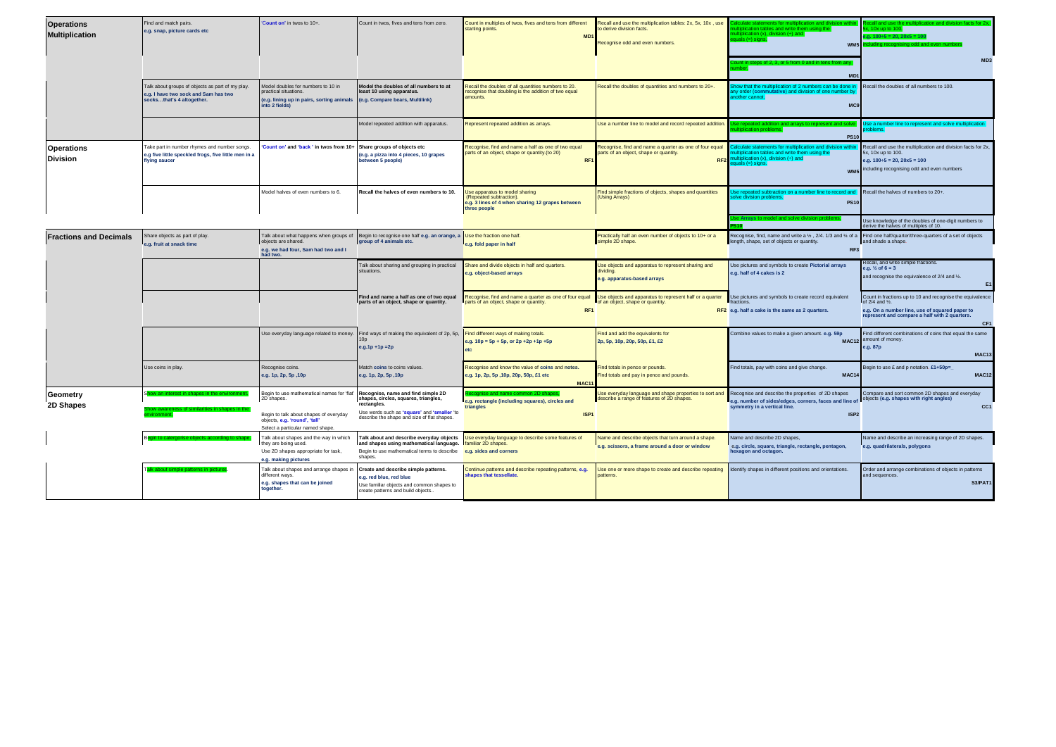| | | | | | | | |
|---|---|---|---|---|---|---|---|
| **Operations Multiplication** | Find and match pairs. **e.g. snap, picture cards etc** | 'Count on' in twos to 10+. | Count in twos, fives and tens from zero. | Count in multiples of twos, fives and tens from different starting points. **MD1** | Recall and use the multiplication tables: 2x, 5x, 10x , use to derive division facts. Recognise odd and even numbers. | Calculate statements for multiplication and division within multiplication tables and write them using the multiplication (x), division (÷) and equals (=) signs. **WM5** | Recall and use the multiplication and division facts for 2x, 5x, 10x up to 100. **e.g. 100÷5 = 20, 20x5 = 100** including recognising odd and even numbers |
| | | | | | | Count in steps of 2, 3, or 5 from 0 and in tens from any number. **MD1** | **MD3** |
| | Talk about groups of objects as part of my play. **e.g. I have two sock and Sam has two socks…that's 4 altogether.** | Model doubles for numbers to 10 in practical situations. **(e.g. lining up in pairs, sorting animals into 2 fields)** | **Model the doubles of all numbers to at least 10 using apparatus. (e.g. Compare bears, Multilink)** | Recall the doubles of all quantities numbers to 20. recognise that doubling is the addition of two equal amounts. | Recall the doubles of quantities and numbers to 20+. | Show that the multiplication of 2 numbers can be done in any order (**commutative**) and division of one number by another cannot. **MC9** | Recall the doubles of all numbers to 100. |
| | | | Model repeated addition with apparatus. | Represent repeated addition as arrays. | Use a number line to model and record repeated addition. | Use repeated addition and arrays to represent and solve multiplication problems. **PS10** | Use a number line to represent and solve multiplication problems. |
| **Operations Division** | Take part in number rhymes and number songs. **e.g five little speckled frogs, five little men in a flying saucer** | 'Count on' and 'back ' in twos from 10+ | **Share groups of objects etc (e.g. a pizza into 4 pieces, 10 grapes between 5 people)** | Recognise, find and name a half as one of two equal parts of an object, shape or quantity.(to 20) **RF1** | Recognise, find and name a quarter as one of four equal parts of an object, shape or quantity. **RF2** | Calculate statements for multiplication and division within multiplication tables and write them using the multiplication (x), division (÷) and equals (=) signs. **WM5** | Recall and use the multiplication and division facts for 2x, 5x, 10x up to 100. **e.g. 100÷5 = 20, 20x5 = 100** including recognising odd and even numbers |
| | | Model halves of even numbers to 6. | **Recall the halves of even numbers to 10.** | Use apparatus to model sharing (Repeated subtraction). **e.g. 3 lines of 4 when sharing 12 grapes between three people** | Find simple fractions of objects, shapes and quantities (Using Arrays) | Use repeated subtraction on a number line to record and solve division problems. **PS10** | Recall the halves of numbers to 20+. |
| | | | | | | Use Arrays to model and solve division problems. **PS10** | Use knowledge of the doubles of one-digit numbers to derive the halves of multiples of 10. |
| **Fractions and Decimals** | Share objects as part of play. **e.g. fruit at snack time** | Talk about what happens when groups of objects are shared. **e.g. we had four, Sam had two and I had two.** | **Begin to recognise one half e.g. an orange, a group of 4 animals etc.** | Use the fraction one half. **e.g. fold paper in half** | Practically half an even number of objects to 10+ or a simple 2D shape. | Recognise, find, name and write a ½ , 2/4, 1/3 and ¾ of a length, shape, set of objects or quantity. **RF3** | Find one half/quarter/three-quarters of a set of objects and shade a shape. |
| | | | Talk about sharing and grouping in practical situations. | Share and divide objects in half and quarters. **e.g. object-based arrays** | Use objects and apparatus to represent sharing and dividing. **e.g. apparatus-based arrays** | Use pictures and symbols to create **Pictorial arrays** **e.g. half of 4 cakes is 2** | Recall, and write simple fractions. **e.g. ½ of 6 = 3** and recognise the equivalence of 2/4 and ½. **E1** |
| | | | **Find and name a half as one of two equal parts of an object, shape or quantity.** | Recognise, find and name a quarter as one of four equal parts of an object, shape or quantity. **RF1** | Use objects and apparatus to represent half or a quarter of an object, shape or quantity. **RF2** | Use pictures and symbols to create record equivalent fractions. **e.g. half a cake is the same as 2 quarters.** | Count in fractions up to 10 and recognise the equivalence of 2/4 and ½. **e.g. On a number line, use of squared paper to represent and compare a half with 2 quarters.** **CF1** |
| | | Use everyday language related to money. | Find ways of making the equivalent of 2p, 5p, 10p **e.g.1p +1p =2p** | Find different ways of making totals. **e.g. 10p = 5p + 5p, or 2p +2p +1p +5p etc** | Find and add the equivalents for **2p, 5p, 10p, 20p, 50p, £1, £2** | Combine values to make a given amount. **e.g. 59p** **MAC12** | Find different combinations of coins that equal the same amount of money. **e.g. 87p** **MAC13** |
| | Use coins in play. | Recognise coins. **e.g. 1p, 2p, 5p ,10p** | Match **coins** to coins values. **e.g. 1p, 2p, 5p ,10p** | Recognise and know the value of **coins** and **notes.** **e.g. 1p, 2p, 5p ,10p, 20p, 50p, £1 etc** **MAC11** | Find totals in pence or pounds. Find totals and pay in pence and pounds. | Find totals, pay with coins and give change. **MAC14** | Begin to use £ and p notation **£1+50p=\_** **MAC12** |
| **Geometry 2D Shapes** | Show an interest in shapes in the environment. Show awareness of similarities in shapes in the environment. | Begin to use mathematical names for 'flat' 2D shapes. Begin to talk about shapes of everyday objects, **e.g. 'round', 'tall'** Select a particular named shape. | **Recognise, name and find simple 2D shapes, circles, squares, triangles, rectangles.** Use words such as **'square'** and **'smaller** 'to describe the shape and size of flat shapes. | Recognise and name common 2D shapes. **e.g. rectangle (including squares), circles and triangles** **ISP1** | Use everyday language and shape properties to sort and describe a range of features of 2D shapes. | Recognise and describe the properties of 2D shapes **e.g. number of sides/edges, corners, faces and line of symmetry in a vertical line.** **ISP2** | Compare and sort common 2D shapes and everyday objects **(e.g. shapes with right angles)** **CC1** |
| | Begin to catergorise objects according to shape. | Talk about shapes and the way in which they are being used. Use 2D shapes appropriate for task. **e.g. making pictures** | **Talk about and describe everyday objects and shapes using mathematical language.** Begin to use mathematical terms to describe shapes. | Use everyday language to describe some features of familiar 2D shapes. **e.g. sides and corners** | Name and describe objects that turn around a shape. **e.g. scissors, a frame around a door or window** | Name and describe 2D shapes, **e.g. circle, square, triangle, rectangle, pentagon, hexagon and octagon.** | Name and describe an increasing range of 2D shapes. **e.g. quadrilaterals, polygons** |
| | Talk about simple patterns in pictures. | Talk about shapes and arrange shapes in different ways. **e.g. shapes that can be joined together.** | **Create and describe simple patterns. e.g. red blue, red blue** Use familiar objects and common shapes to create patterns and build objects.. | Continue patterns and describe repeating patterns, **e.g. shapes that tessellate.** | Use one or more shape to create and describe repeating patterns. | Identify shapes in different positions and orientations. | Order and arrange combinations of objects in patterns and sequences. **S3/PAT1** |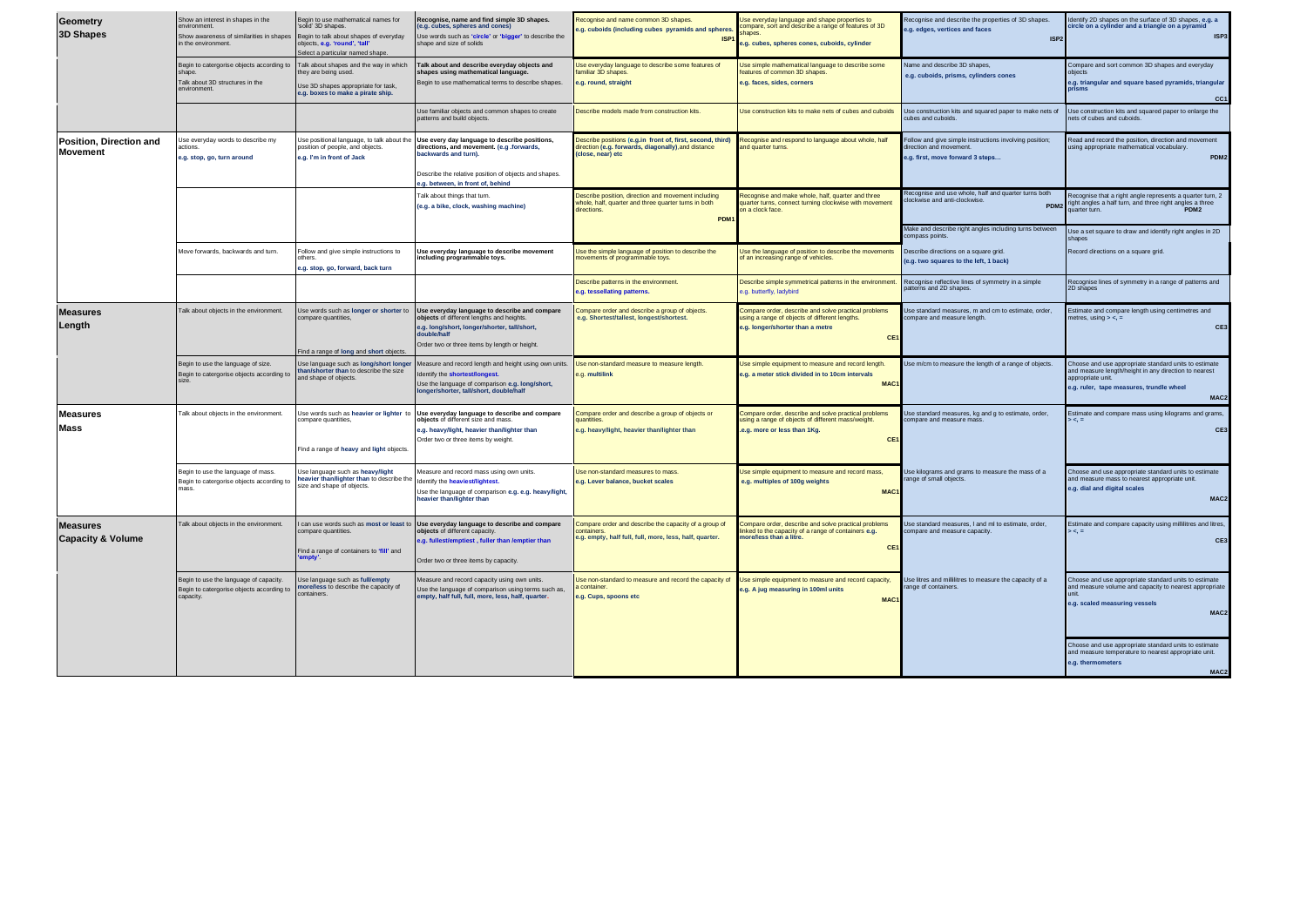| | | | | | | | |
|---|---|---|---|---|---|---|---|
| **Geometry 3D Shapes** | Show an interest in shapes in the environment. Show awareness of similarities in shapes in the environment. | Begin to use mathematical names for 'solid' 3D shapes. Begin to talk about shapes of everyday objects, **e.g. 'round', 'tall'** Select a particular named shape. | **Recognise, name and find simple 3D shapes. (e.g. cubes, spheres and cones)** Use words such as '**circle**' or '**bigger**' to describe the shape and size of solids | Recognise and name common 3D shapes. **e.g. cuboids (including cubes pyramids and spheres. ISP1** | Use everyday language and shape properties to compare, sort and describe a range of features of 3D shapes. **e.g. cubes, spheres cones, cuboids, cylinder** | Recognise and describe the properties of 3D shapes. **e.g. edges, vertices and faces ISP2** | Identify 2D shapes on the surface of 3D shapes, **e.g. a circle on a cylinder and a triangle on a pyramid ISP3** |
| | Begin to catergorise objects according to shape. Talk about 3D structures in the environment. | Talk about shapes and the way in which they are being used. Use 3D shapes appropriate for task, **e.g. boxes to make a pirate ship.** | **Talk about and describe everyday objects and shapes using mathematical language.** Begin to use mathematical terms to describe shapes. | Use everyday language to describe some features of familiar 3D shapes. **e.g. round, straight** | Use simple mathematical language to describe some features of common 3D shapes. **e.g. faces, sides, corners** | Name and describe 3D shapes, **e.g. cuboids, prisms, cylinders cones** | Compare and sort common 3D shapes and everyday objects **e.g. triangular and square based pyramids, triangular prisms CC1** |
| | | | Use familiar objects and common shapes to create patterns and build objects. | Describe models made from construction kits. | Use construction kits to make nets of cubes and cuboids | Use construction kits and squared paper to make nets of cubes and cuboids. | Use construction kits and squared paper to enlarge the nets of cubes and cuboids. |
| **Position, Direction and Movement** | Use everyday words to describe my actions. **e.g. stop, go, turn around** | Use positional language, to talk about the position of people, and objects. **e.g. I'm in front of Jack** | **Use every day language to describe positions, directions and movement. (e.g .forwards, backwards and turn).** Describe the relative position of objects and shapes. **e.g. between, in front of, behind** | Describe positions (**e.g.in front of, first, second, third**) direction (**e.g. forwards, diagonally**),and distance (**close, near**) etc | Recognise and respond to language about whole, half and quarter turns. | Follow and give simple instructions involving position; direction and movement. **e.g. first, move forward 3 steps…** | Read and record the position, direction and movement using appropriate mathematical vocabulary. **PDM2** |
| | | | Talk about things that turn. **(e.g. a bike, clock, washing machine)** | Describe position, direction and movement including whole, half, quarter and three quarter turns in both directions. **PDM1** | Recognise and make whole, half, quarter and three quarter turns, connect turning clockwise with movement on a clock face. | Recognise and use whole, half and quarter turns both clockwise and anti-clockwise. **PDM2** Make and describe right angles including turns between compass points. | Recognise that a right angle represents a quarter turn, 2 right angles a half turn, and three right angles a three quarter turn. **PDM2** Use a set square to draw and identify right angles in 2D shapes |
| | Move forwards, backwards and turn. | Follow and give simple instructions to others. **e.g. stop, go, forward, back turn** | **Use everyday language to describe movement including programmable toys.** | Use the simple language of position to describe the movements of programmable toys. | Use the language of position to describe the movements of an increasing range of vehicles. | Describe directions on a square grid. **(e.g. two squares to the left, 1 back)** | Record directions on a square grid. |
| | | | | Describe patterns in the environment. **e.g. tessellating patterns.** | Describe simple symmetrical patterns in the environment. **e.g. butterfly, ladybird** | Recognise reflective lines of symmetry in a simple patterns and 2D shapes. | Recognise lines of symmetry in a range of patterns and 2D shapes |
| **Measures Length** | Talk about objects in the environment. | Use words such as **longer** or **shorter** to compare quantities, Find a range of **long** and **short** objects. | **Use everyday language to describe and compare objects of different lengths and heights. e.g. long/short, longer/shorter, tall/short, double/half** Order two or three items by length or height. | Compare order and describe a group of objects. **e.g. Shortest/tallest, longest/shortest.** | Compare order, describe and solve practical problems using a range of objects of different lengths. **e.g. longer/shorter than a metre CE1** | Use standard measures, m and cm to estimate, order, compare and measure length. | Estimate and compare length using centimetres and metres, using > <, = **CE3** |
| | Begin to use the language of size. Begin to catergorise objects according to size. | Use language such as **long/short longer than/shorter than** to describe the size and shape of objects. | Measure and record length and height using own units. Identify the **shortest/longest.** Use the language of comparison **e.g. long/short, longer/shorter, tall/short, double/half** | Use non-standard measure to measure length. **e.g. multilink** | Use simple equipment to measure and record length. **e.g. a meter stick divided in to 10cm intervals MAC1** | Use m/cm to measure the length of a range of objects. | Choose and use appropriate standard units to estimate and measure length/height in any direction to nearest appropriate unit. **e.g. ruler, tape measures, trundle wheel MAC2** |
| **Measures Mass** | Talk about objects in the environment. | Use words such as **heavier** or **lighter** to compare quantities, Find a range of **heavy** and **light** objects. | **Use everyday language to describe and compare objects of different size and mass. e.g. heavy/light, heavier than/lighter than** Order two or three items by weight. | Compare order and describe a group of objects or quantities. **e.g. heavy/light, heavier than/lighter than** | Compare order, describe and solve practical problems using a range of objects of different mass/weight. **.e.g. more or less than 1Kg. CE1** | Use standard measures, kg and g to estimate, order, compare and measure mass. | Estimate and compare mass using kilograms and grams, > <, = **CE3** |
| | Begin to use the language of mass. Begin to catergorise objects according to mass. | Use language such as **heavy/light heavier than/lighter than** to describe the size and shape of objects. | Measure and record mass using own units. Identify the **heaviest/lightest.** Use the language of comparison **e.g. e.g. heavy/light, heavier than/lighter than** | Use non-standard measures to mass. **e.g. Lever balance, bucket scales** | Use simple equipment to measure and record mass, **e.g. multiples of 100g weights MAC1** | Use kilograms and grams to measure the mass of a range of small objects. | Choose and use appropriate standard units to estimate and measure mass to nearest appropriate unit. **e.g. dial and digital scales MAC2** |
| **Measures Capacity & Volume** | Talk about objects in the environment. | I can use words such as **most or least** to compare quantities. Find a range of containers to **'fill'** and **'empty'.** | **Use everyday language to describe and compare objects of different capacity. e.g. fullest/emptiest , fuller than /emptier than** Order two or three items by capacity. | Compare order and describe the capacity of a group of containers. **e.g. empty, half full, full, more, less, half, quarter.** | Compare order, describe and solve practical problems linked to the capacity of a range of containers **e.g. more/less than a litre. CE1** | Use standard measures, l and ml to estimate, order, compare and measure capacity. | Estimate and compare capacity using millilitres and litres, > <, = **CE3** |
| | Begin to use the language of capacity. Begin to catergorise objects according to capacity. | Use language such as **full/empty more/less** to describe the capacity of containers. | Measure and record capacity using own units. Use the language of comparison using terms such as, **empty, half full, full, more, less, half, quarter.** | Use non-standard to measure and record the capacity of a container. **e.g. Cups, spoons etc** | Use simple equipment to measure and record capacity, **e.g. A jug measuring in 100ml units MAC1** | Use litres and millilitres to measure the capacity of a range of containers. | Choose and use appropriate standard units to estimate and measure volume and capacity to nearest appropriate unit. **e.g. scaled measuring vessels MAC2** Choose and use appropriate standard units to estimate and measure temperature to nearest appropriate unit. **e.g. thermometers MAC2** |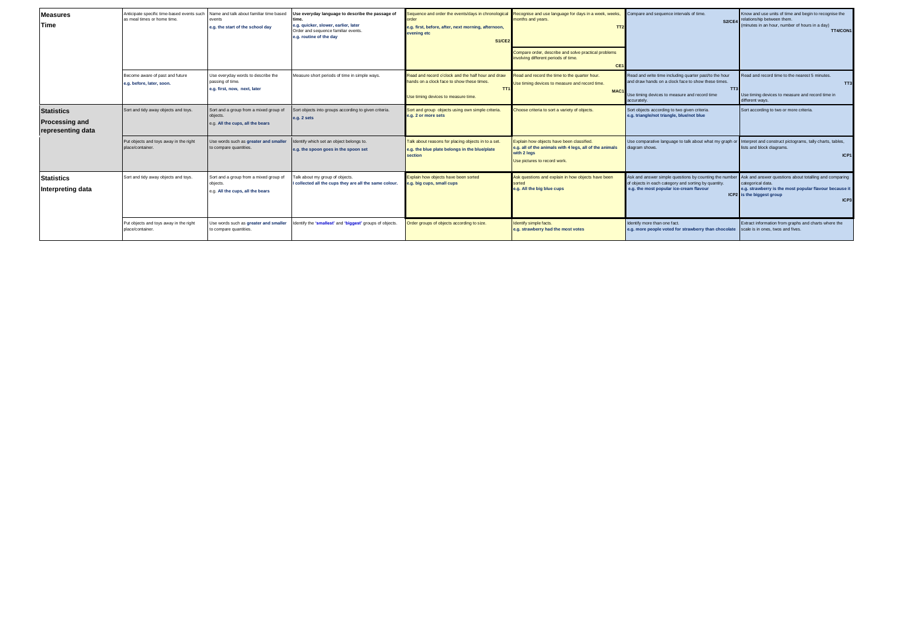| | | | | | | | |
|---|---|---|---|---|---|---|---|
| **Measures** **Time** | Anticipate specific time-based events such as meal times or home time. | Name and talk about familiar time based events **e.g. the start of the school day** | **Use everyday language to describe the passage of time.** **e.g. quicker, slower, earlier, later** Order and sequence familiar events. **e.g. routine of the day** | Sequence and order the events/days in chronological order **e.g. first, before, after, next morning, afternoon, evening etc** **S1/CE2** | Recognise and use language for days in a week, weeks, months and years. **TT2** Compare order, describe and solve practical problems involving different periods of time. **CE1** | Compare and sequence intervals of time. **S2/CE4** | Know and use units of time and begin to recognise the relationship between them. (minutes in an hour, number of hours in a day) **TT4/CON1** |
| | Become aware of past and future **e.g. before, later, soon.** | Use everyday words to describe the passing of time. **e.g. first, now, next, later** | Measure short periods of time in simple ways. | Read and record o'clock and the half hour and draw hands on a clock face to show these times. **TT1** Use timing devices to measure time. | Read and record the time to the quarter hour. Use timing devices to measure and record time. **MAC1** | Read and write time including quarter past/to the hour and draw hands on a clock face to show these times. **TT3** Use timing devices to measure and record time accurately. | Read and record time to the nearest 5 minutes. **TT3** Use timing devices to measure and record time in different ways. |
| **Statistics** **Processing and representing data** | Sort and tidy away objects and toys. | Sort and a group from a mixed group of objects. e.g. **All the cups, all the bears** | Sort objects into groups according to given criteria. **e.g. 2 sets** | Sort and group objects using own simple criteria. **e.g. 2 or more sets** | Choose criteria to sort a variety of objects. | Sort objects according to two given criteria. **e.g. triangle/not triangle, blue/not blue** | Sort according to two or more criteria. |
| | Put objects and toys away in the right place/container. | Use words such as **greater and smaller** to compare quantities. | Identify which set an object belongs to. **e.g. the spoon goes in the spoon set** | Talk about reasons for placing objects in to a set. **e.g. the blue plate belongs in the blue/plate section** | Explain how objects have been classified. **e.g. all of the animals with 4 legs, all of the animals with 2 legs** Use pictures to record work. | Use comparative language to talk about what my graph or diagram shows. | Interpret and construct pictograms, tally charts, tables, lists and block diagrams. **ICP1** |
| **Statistics** **Interpreting data** | Sort and tidy away objects and toys. | Sort and a group from a mixed group of objects. e.g. **All the cups, all the bears** | Talk about my group of objects. **I collected all the cups they are all the same colour.** | Explain how objects have been sorted **e.g. big cups, small cups** | Ask questions and explain in how objects have been sorted **e.g. All the big blue cups** | Ask and answer simple questions by counting the number of objects in each category and sorting by quantity. **e.g. the most popular ice-cream flavour** **ICP2** | Ask and answer questions about totalling and comparing categorical data. **e.g. strawberry is the most popular flavour because it is the biggest group** **ICP3** |
| | Put objects and toys away in the right place/container. | Use words such as **greater and smaller** to compare quantities. | Identify the **'smallest'** and **'biggest'** groups of objects. | Order groups of objects according to size. | Identify simple facts. **e.g. strawberry had the most votes** | Identify more than one fact. **e.g. more people voted for strawberry than chocolate** | Extract information from graphs and charts where the scale is in ones, twos and fives. |